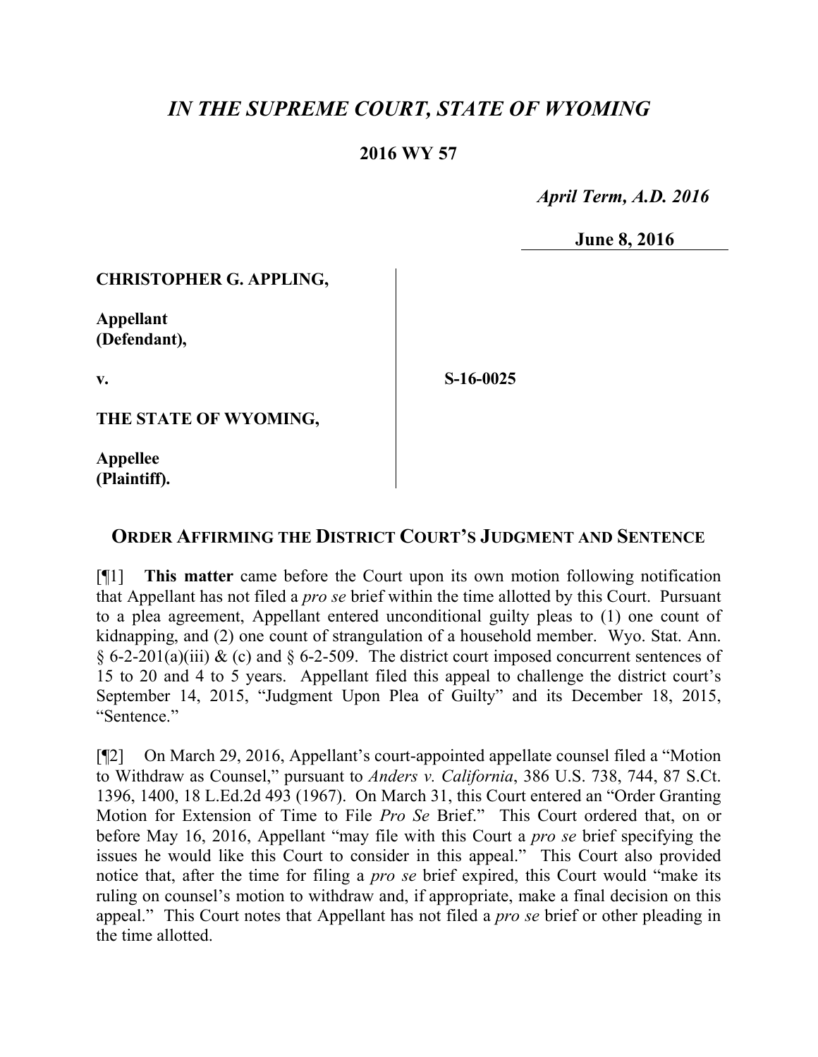# *IN THE SUPREME COURT, STATE OF WYOMING*

**2016 WY 57**

*April Term, A.D. 2016*

**June 8, 2016**

| | | |
|---|---|---|
| **CHRISTOPHER G. APPLING,**<br><br>**Appellant**<br>**(Defendant),**<br><br>**v.**<br><br>**THE STATE OF WYOMING,**<br><br>**Appellee**<br>**(Plaintiff).** | | **S-16-0025** |

## ORDER AFFIRMING THE DISTRICT COURT'S JUDGMENT AND SENTENCE

[¶1] **This matter** came before the Court upon its own motion following notification that Appellant has not filed a *pro se* brief within the time allotted by this Court. Pursuant to a plea agreement, Appellant entered unconditional guilty pleas to (1) one count of kidnapping, and (2) one count of strangulation of a household member. Wyo. Stat. Ann. § 6-2-201(a)(iii) & (c) and § 6-2-509. The district court imposed concurrent sentences of 15 to 20 and 4 to 5 years. Appellant filed this appeal to challenge the district court's September 14, 2015, "Judgment Upon Plea of Guilty" and its December 18, 2015, "Sentence."

[¶2] On March 29, 2016, Appellant's court-appointed appellate counsel filed a "Motion to Withdraw as Counsel," pursuant to *Anders v. California*, 386 U.S. 738, 744, 87 S.Ct. 1396, 1400, 18 L.Ed.2d 493 (1967). On March 31, this Court entered an "Order Granting Motion for Extension of Time to File *Pro Se* Brief." This Court ordered that, on or before May 16, 2016, Appellant "may file with this Court a *pro se* brief specifying the issues he would like this Court to consider in this appeal." This Court also provided notice that, after the time for filing a *pro se* brief expired, this Court would "make its ruling on counsel's motion to withdraw and, if appropriate, make a final decision on this appeal." This Court notes that Appellant has not filed a *pro se* brief or other pleading in the time allotted.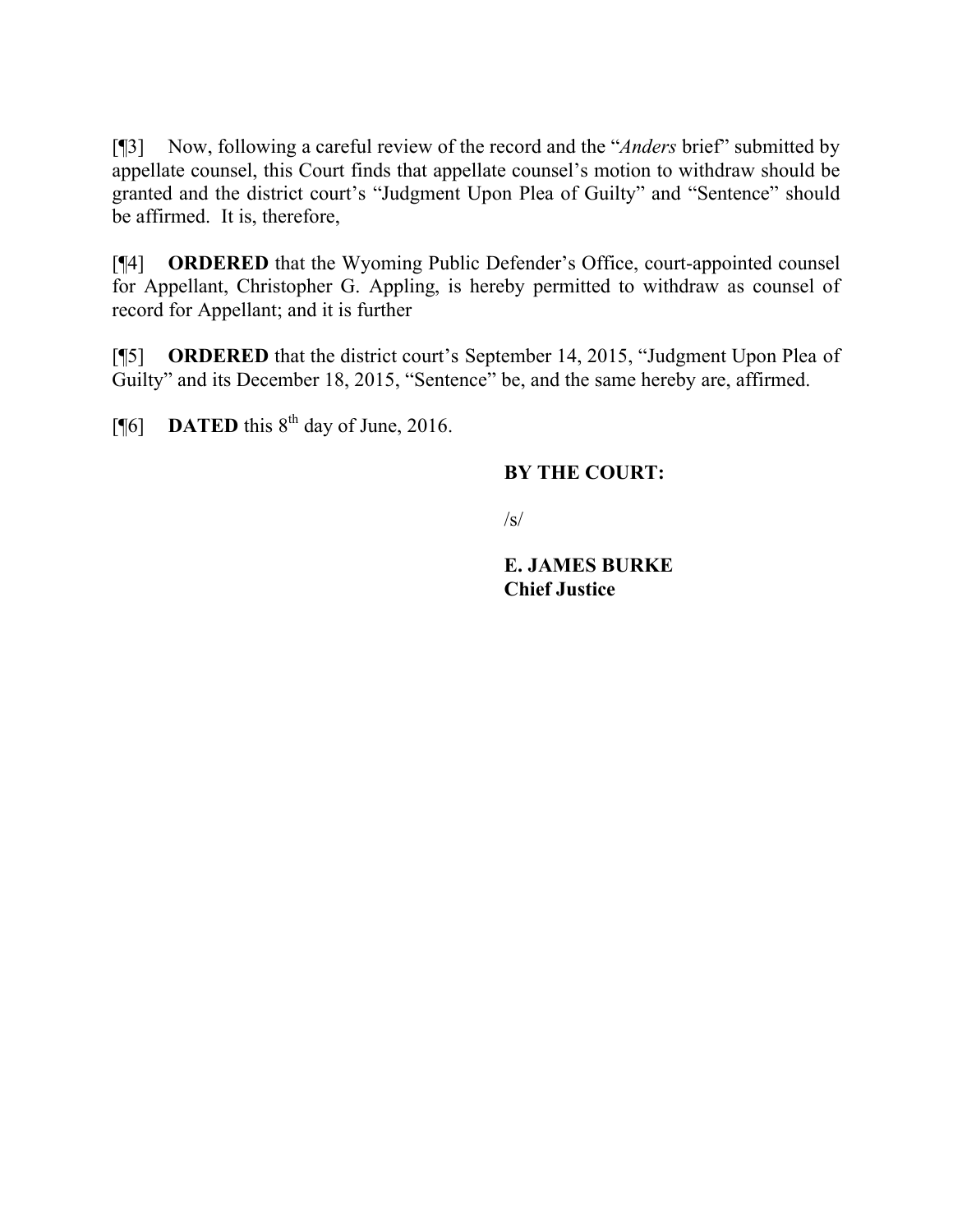[¶3] Now, following a careful review of the record and the "*Anders* brief" submitted by appellate counsel, this Court finds that appellate counsel's motion to withdraw should be granted and the district court's "Judgment Upon Plea of Guilty" and "Sentence" should be affirmed. It is, therefore,

[¶4] **ORDERED** that the Wyoming Public Defender's Office, court-appointed counsel for Appellant, Christopher G. Appling, is hereby permitted to withdraw as counsel of record for Appellant; and it is further

[¶5] **ORDERED** that the district court's September 14, 2015, "Judgment Upon Plea of Guilty" and its December 18, 2015, "Sentence" be, and the same hereby are, affirmed.

[¶6] **DATED** this 8th day of June, 2016.

**BY THE COURT:**

/s/

**E. JAMES BURKE**
**Chief Justice**